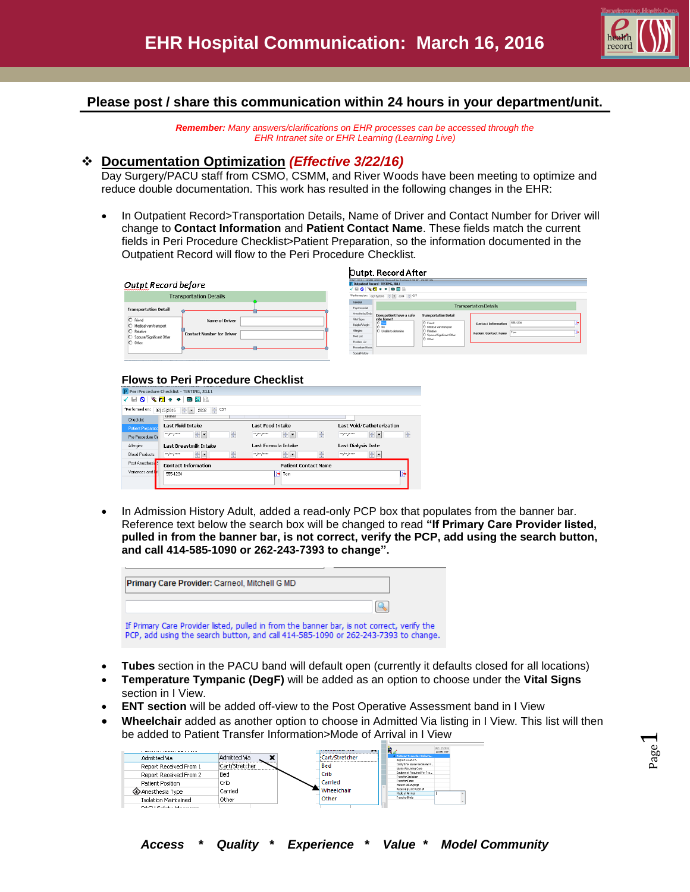# EHR Hospital Communication: March 16, 2016

**Please post / share this communication within 24 hours in your department/unit.**

***Remember:*** *Many answers/clarifications on EHR processes can be accessed through the EHR Intranet site or EHR Learning (Learning Live)*

## Documentation Optimization *(Effective 3/22/16)*

Day Surgery/PACU staff from CSMO, CSMM, and River Woods have been meeting to optimize and reduce double documentation. This work has resulted in the following changes in the EHR:

- In Outpatient Record>Transportation Details, Name of Driver and Contact Number for Driver will change to **Contact Information** and **Patient Contact Name**. These fields match the current fields in Peri Procedure Checklist>Patient Preparation, so the information documented in the Outpatient Record will flow to the Peri Procedure Checklist.

Outpt Record before

Outpt. Record After

**Flows to Peri Procedure Checklist**

- In Admission History Adult, added a read-only PCP box that populates from the banner bar. Reference text below the search box will be changed to read **"If Primary Care Provider listed, pulled in from the banner bar, is not correct, verify the PCP, add using the search button, and call 414-585-1090 or 262-243-7393 to change".**

- **Tubes** section in the PACU band will default open (currently it defaults closed for all locations)
- **Temperature Tympanic (DegF)** will be added as an option to choose under the **Vital Signs** section in I View.
- **ENT section** will be added off-view to the Post Operative Assessment band in I View
- **Wheelchair** added as another option to choose in Admitted Via listing in I View. This list will then be added to Patient Transfer Information>Mode of Arrival in I View

***Access * Quality * Experience * Value * Model Community***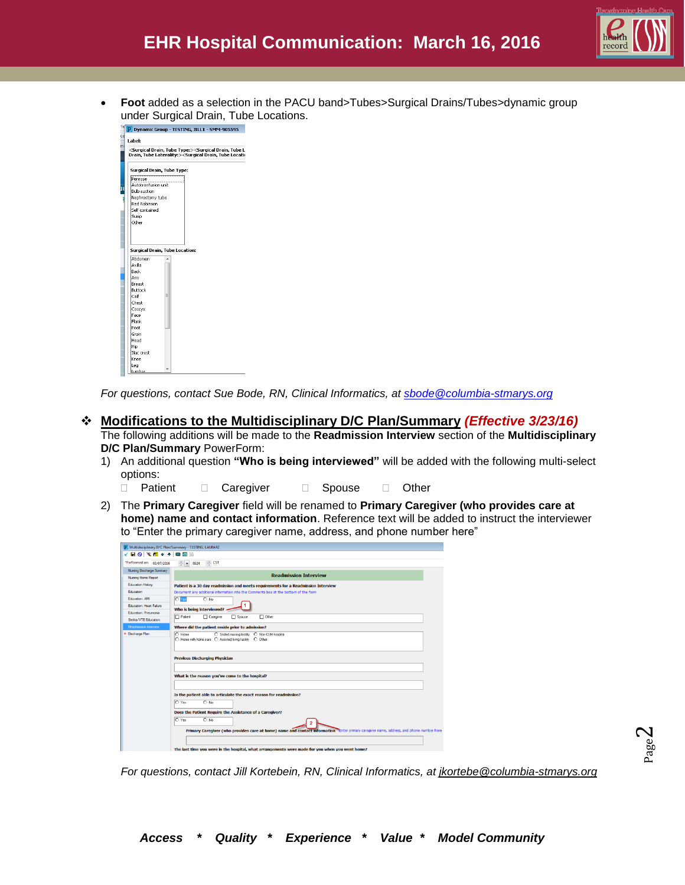- **Foot** added as a selection in the PACU band>Tubes>Surgical Drains/Tubes>dynamic group under Surgical Drain, Tube Locations.

*For questions, contact Sue Bode, RN, Clinical Informatics, at sbode@columbia-stmarys.org*

## ❖ Modifications to the Multidisciplinary D/C Plan/Summary *(Effective 3/23/16)*

The following additions will be made to the **Readmission Interview** section of the **Multidisciplinary D/C Plan/Summary** PowerForm:

1) An additional question **"Who is being interviewed"** will be added with the following multi-select options:
   - ☐ Patient ☐ Caregiver ☐ Spouse ☐ Other
2) The **Primary Caregiver** field will be renamed to **Primary Caregiver (who provides care at home) name and contact information**. Reference text will be added to instruct the interviewer to "Enter the primary caregiver name, address, and phone number here"

*For questions, contact Jill Kortebein, RN, Clinical Informatics, at jkortebe@columbia-stmarys.org*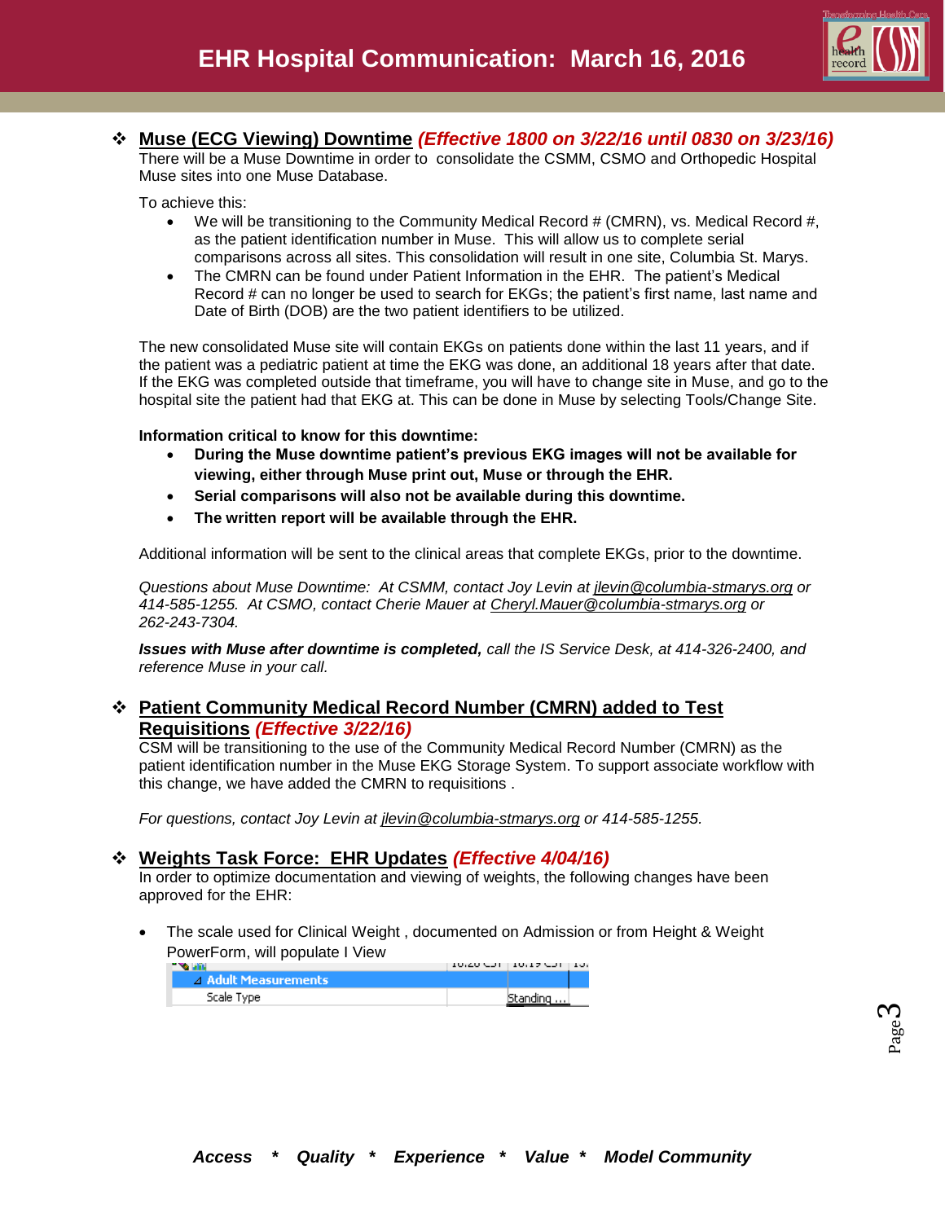# EHR Hospital Communication: March 16, 2016

## ❖ <u>Muse (ECG Viewing) Downtime</u> *(Effective 1800 on 3/22/16 until 0830 on 3/23/16)*

There will be a Muse Downtime in order to consolidate the CSMM, CSMO and Orthopedic Hospital Muse sites into one Muse Database.

To achieve this:

- We will be transitioning to the Community Medical Record # (CMRN), vs. Medical Record #, as the patient identification number in Muse. This will allow us to complete serial comparisons across all sites. This consolidation will result in one site, Columbia St. Marys.
- The CMRN can be found under Patient Information in the EHR. The patient's Medical Record # can no longer be used to search for EKGs; the patient's first name, last name and Date of Birth (DOB) are the two patient identifiers to be utilized.

The new consolidated Muse site will contain EKGs on patients done within the last 11 years, and if the patient was a pediatric patient at time the EKG was done, an additional 18 years after that date. If the EKG was completed outside that timeframe, you will have to change site in Muse, and go to the hospital site the patient had that EKG at. This can be done in Muse by selecting Tools/Change Site.

**Information critical to know for this downtime:**

- **During the Muse downtime patient's previous EKG images will not be available for viewing, either through Muse print out, Muse or through the EHR.**
- **Serial comparisons will also not be available during this downtime.**
- **The written report will be available through the EHR.**

Additional information will be sent to the clinical areas that complete EKGs, prior to the downtime.

*Questions about Muse Downtime: At CSMM, contact Joy Levin at <u>jlevin@columbia-stmarys.org</u> or 414-585-1255. At CSMO, contact Cherie Mauer at <u>Cheryl.Mauer@columbia-stmarys.org</u> or 262-243-7304.*

***Issues with Muse after downtime is completed,*** *call the IS Service Desk, at 414-326-2400, and reference Muse in your call.*

## ❖ <u>Patient Community Medical Record Number (CMRN) added to Test Requisitions</u> *(Effective 3/22/16)*

CSM will be transitioning to the use of the Community Medical Record Number (CMRN) as the patient identification number in the Muse EKG Storage System. To support associate workflow with this change, we have added the CMRN to requisitions .

*For questions, contact Joy Levin at <u>jlevin@columbia-stmarys.org</u> or 414-585-1255.*

## ❖ <u>Weights Task Force: EHR Updates</u> *(Effective 4/04/16)*

In order to optimize documentation and viewing of weights, the following changes have been approved for the EHR:

- The scale used for Clinical Weight , documented on Admission or from Height & Weight PowerForm, will populate I View

| | | |
|---|---|---|
| ⊿ Adult Measurements | | |
| Scale Type | | Standing ... |

*Access * Quality * Experience * Value * Model Community*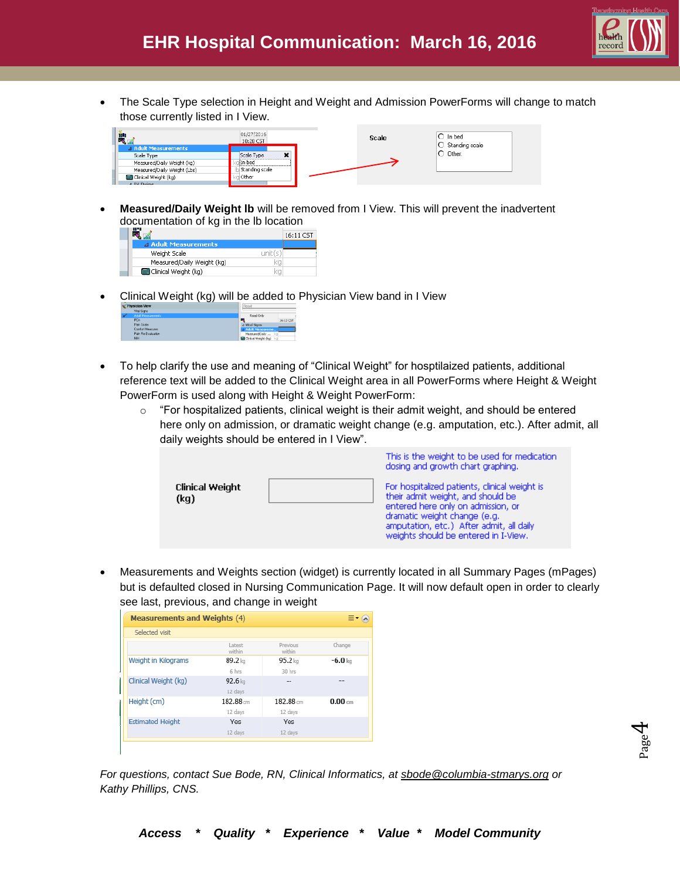# EHR Hospital Communication: March 16, 2016

- The Scale Type selection in Height and Weight and Admission PowerForms will change to match those currently listed in I View.

- **Measured/Daily Weight lb** will be removed from I View. This will prevent the inadvertent documentation of kg in the lb location

- Clinical Weight (kg) will be added to Physician View band in I View

- To help clarify the use and meaning of "Clinical Weight" for hosptilaized patients, additional reference text will be added to the Clinical Weight area in all PowerForms where Height & Weight PowerForm is used along with Height & Weight PowerForm:
  - "For hospitalized patients, clinical weight is their admit weight, and should be entered here only on admission, or dramatic weight change (e.g. amputation, etc.). After admit, all daily weights should be entered in I View".

- Measurements and Weights section (widget) is currently located in all Summary Pages (mPages) but is defaulted closed in Nursing Communication Page. It will now default open in order to clearly see last, previous, and change in weight

*For questions, contact Sue Bode, RN, Clinical Informatics, at sbode@columbia-stmarys.org or Kathy Phillips, CNS.*

***Access * Quality * Experience * Value * Model Community***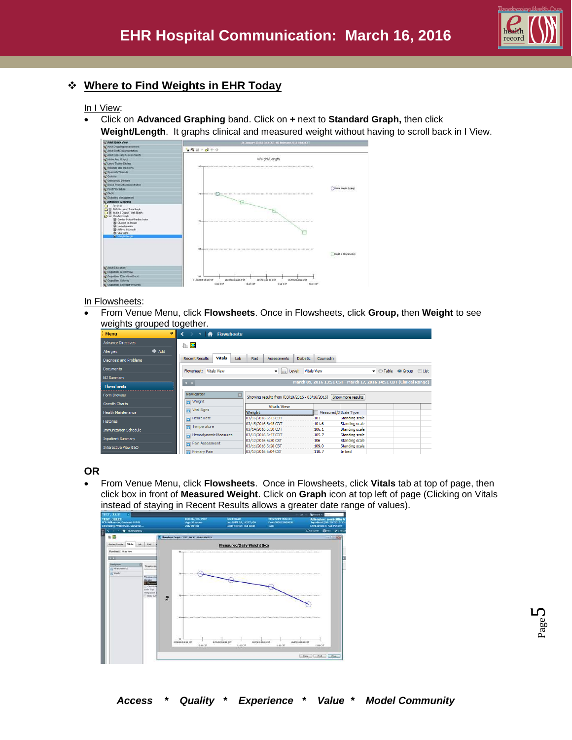# EHR Hospital Communication: March 16, 2016

## ❖ Where to Find Weights in EHR Today

In I View:

- Click on **Advanced Graphing** band. Click on **+** next to **Standard Graph,** then click **Weight/Length**. It graphs clinical and measured weight without having to scroll back in I View.

In Flowsheets:

- From Venue Menu, click **Flowsheets**. Once in Flowsheets, click **Group,** then **Weight** to see weights grouped together.

**OR**

- From Venue Menu, click **Flowsheets**. Once in Flowsheets, click **Vitals** tab at top of page, then click box in front of **Measured Weight**. Click on **Graph** icon at top left of page (Clicking on Vitals instead of staying in Recent Results allows a greater date range of values).

***Access * Quality * Experience * Value * Model Community***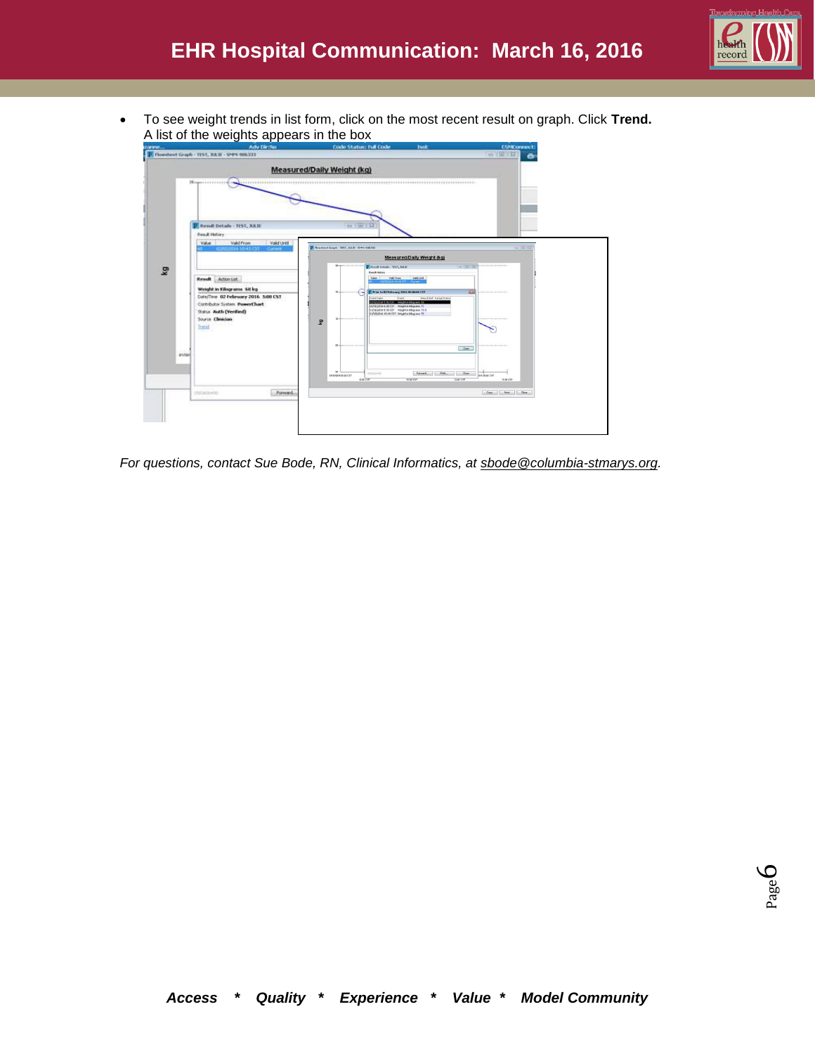- To see weight trends in list form, click on the most recent result on graph. Click **Trend.** A list of the weights appears in the box

*For questions, contact Sue Bode, RN, Clinical Informatics, at sbode@columbia-stmarys.org.*